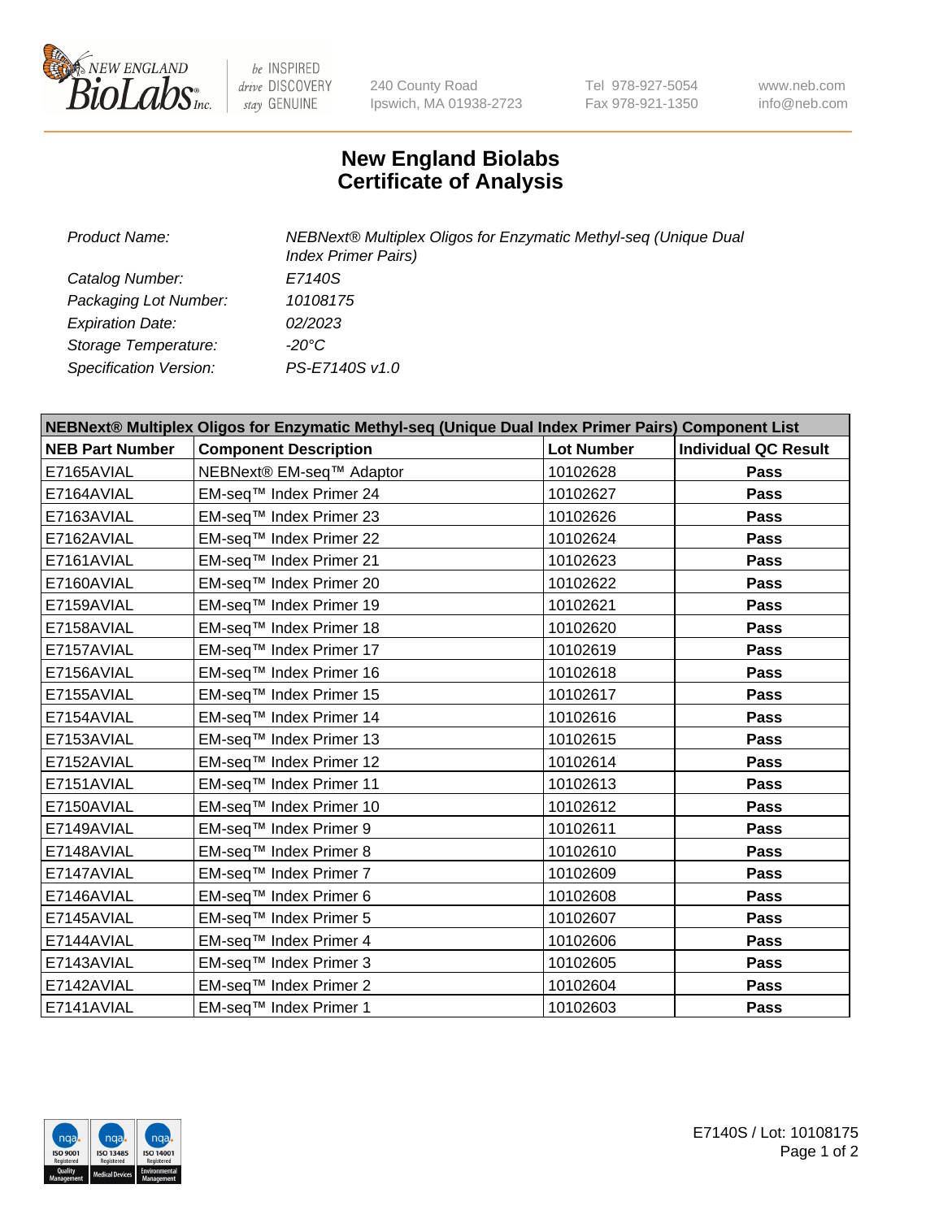New England Biolabs Inc. — be INSPIRED drive DISCOVERY stay GENUINE

240 County Road
Ipswich, MA 01938-2723

Tel 978-927-5054
Fax 978-921-1350

www.neb.com
info@neb.com

# New England Biolabs
# Certificate of Analysis

| | |
|---|---|
| *Product Name:* | *NEBNext® Multiplex Oligos for Enzymatic Methyl-seq (Unique Dual Index Primer Pairs)* |
| *Catalog Number:* | *E7140S* |
| *Packaging Lot Number:* | *10108175* |
| *Expiration Date:* | *02/2023* |
| *Storage Temperature:* | *-20°C* |
| *Specification Version:* | *PS-E7140S v1.0* |

| NEBNext® Multiplex Oligos for Enzymatic Methyl-seq (Unique Dual Index Primer Pairs) Component List | | | |
|---|---|---|---|
| **NEB Part Number** | **Component Description** | **Lot Number** | **Individual QC Result** |
| E7165AVIAL | NEBNext® EM-seq™ Adaptor | 10102628 | **Pass** |
| E7164AVIAL | EM-seq™ Index Primer 24 | 10102627 | **Pass** |
| E7163AVIAL | EM-seq™ Index Primer 23 | 10102626 | **Pass** |
| E7162AVIAL | EM-seq™ Index Primer 22 | 10102624 | **Pass** |
| E7161AVIAL | EM-seq™ Index Primer 21 | 10102623 | **Pass** |
| E7160AVIAL | EM-seq™ Index Primer 20 | 10102622 | **Pass** |
| E7159AVIAL | EM-seq™ Index Primer 19 | 10102621 | **Pass** |
| E7158AVIAL | EM-seq™ Index Primer 18 | 10102620 | **Pass** |
| E7157AVIAL | EM-seq™ Index Primer 17 | 10102619 | **Pass** |
| E7156AVIAL | EM-seq™ Index Primer 16 | 10102618 | **Pass** |
| E7155AVIAL | EM-seq™ Index Primer 15 | 10102617 | **Pass** |
| E7154AVIAL | EM-seq™ Index Primer 14 | 10102616 | **Pass** |
| E7153AVIAL | EM-seq™ Index Primer 13 | 10102615 | **Pass** |
| E7152AVIAL | EM-seq™ Index Primer 12 | 10102614 | **Pass** |
| E7151AVIAL | EM-seq™ Index Primer 11 | 10102613 | **Pass** |
| E7150AVIAL | EM-seq™ Index Primer 10 | 10102612 | **Pass** |
| E7149AVIAL | EM-seq™ Index Primer 9 | 10102611 | **Pass** |
| E7148AVIAL | EM-seq™ Index Primer 8 | 10102610 | **Pass** |
| E7147AVIAL | EM-seq™ Index Primer 7 | 10102609 | **Pass** |
| E7146AVIAL | EM-seq™ Index Primer 6 | 10102608 | **Pass** |
| E7145AVIAL | EM-seq™ Index Primer 5 | 10102607 | **Pass** |
| E7144AVIAL | EM-seq™ Index Primer 4 | 10102606 | **Pass** |
| E7143AVIAL | EM-seq™ Index Primer 3 | 10102605 | **Pass** |
| E7142AVIAL | EM-seq™ Index Primer 2 | 10102604 | **Pass** |
| E7141AVIAL | EM-seq™ Index Primer 1 | 10102603 | **Pass** |

ISO 9001 Registered Quality Management | ISO 13485 Registered Medical Devices | ISO 14001 Registered Environmental Management

E7140S / Lot: 10108175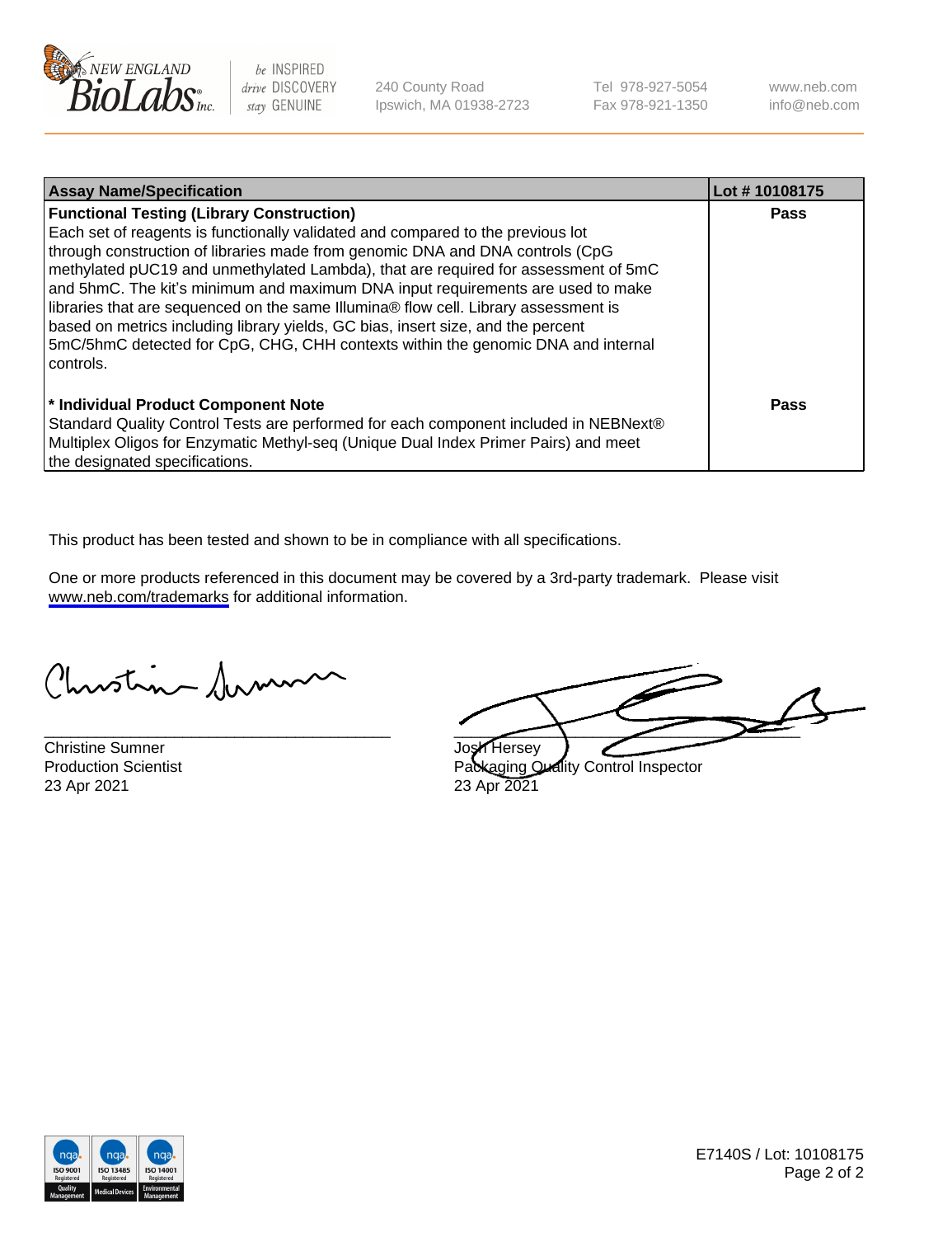| Assay Name/Specification | Lot # 10108175 |
| --- | --- |
| **Functional Testing (Library Construction)** Each set of reagents is functionally validated and compared to the previous lot through construction of libraries made from genomic DNA and DNA controls (CpG methylated pUC19 and unmethylated Lambda), that are required for assessment of 5mC and 5hmC. The kit's minimum and maximum DNA input requirements are used to make libraries that are sequenced on the same Illumina® flow cell. Library assessment is based on metrics including library yields, GC bias, insert size, and the percent 5mC/5hmC detected for CpG, CHG, CHH contexts within the genomic DNA and internal controls. | **Pass** |
| **\* Individual Product Component Note** Standard Quality Control Tests are performed for each component included in NEBNext® Multiplex Oligos for Enzymatic Methyl-seq (Unique Dual Index Primer Pairs) and meet the designated specifications. | **Pass** |

This product has been tested and shown to be in compliance with all specifications.

One or more products referenced in this document may be covered by a 3rd-party trademark. Please visit www.neb.com/trademarks for additional information.

Christine Sumner
Production Scientist
23 Apr 2021

Josh Hersey
Packaging Quality Control Inspector
23 Apr 2021

E7140S / Lot: 10108175